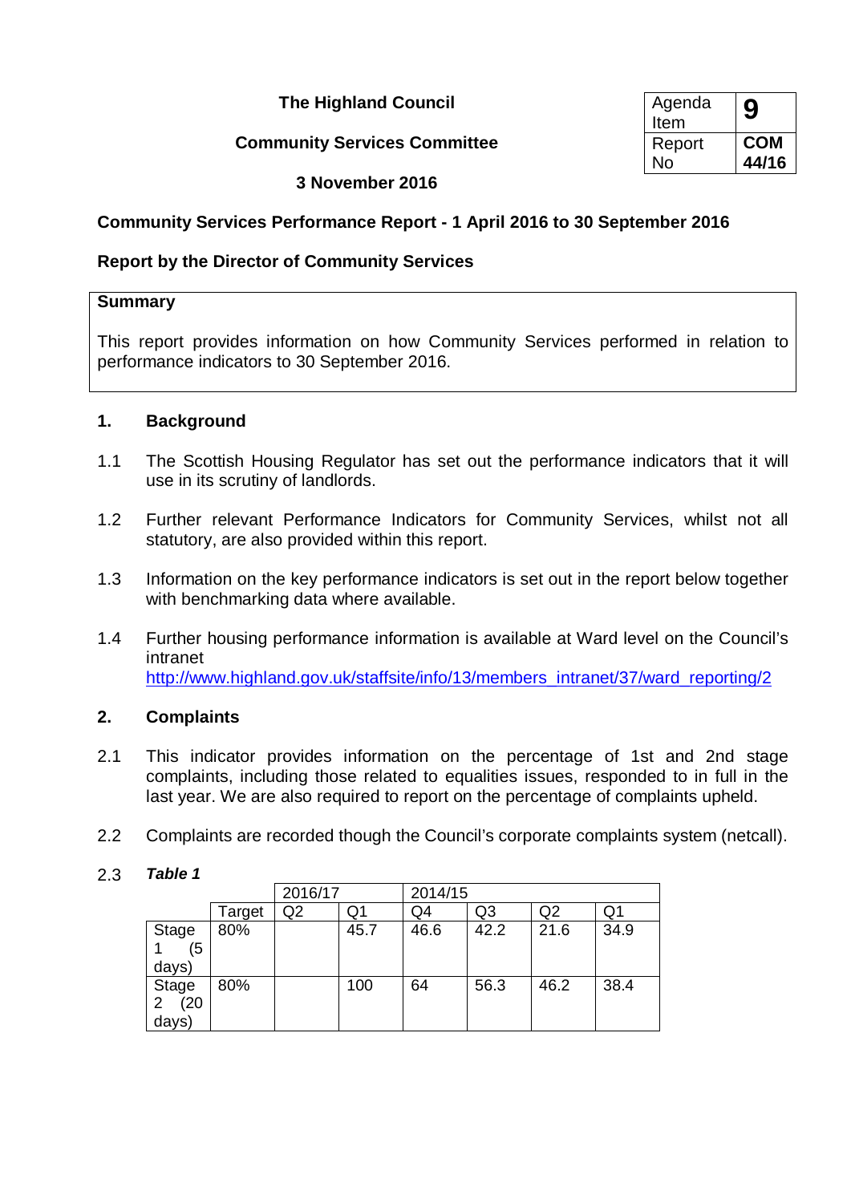**The Highland Council**

**Community Services Committee**

**3 November 2016**

| Agenda Item | **9** |
|---|---|
| Report No | **COM 44/16** |

## Community Services Performance Report - 1 April 2016 to 30 September 2016

### Report by the Director of Community Services

**Summary**

This report provides information on how Community Services performed in relation to performance indicators to 30 September 2016.

### 1. Background

1.1 The Scottish Housing Regulator has set out the performance indicators that it will use in its scrutiny of landlords.

1.2 Further relevant Performance Indicators for Community Services, whilst not all statutory, are also provided within this report.

1.3 Information on the key performance indicators is set out in the report below together with benchmarking data where available.

1.4 Further housing performance information is available at Ward level on the Council's intranet http://www.highland.gov.uk/staffsite/info/13/members_intranet/37/ward_reporting/2

### 2. Complaints

2.1 This indicator provides information on the percentage of 1st and 2nd stage complaints, including those related to equalities issues, responded to in full in the last year. We are also required to report on the percentage of complaints upheld.

2.2 Complaints are recorded though the Council's corporate complaints system (netcall).

2.3 ***Table 1***

| | | 2016/17 | | 2014/15 | | | |
|---|---|---|---|---|---|---|---|
| | Target | Q2 | Q1 | Q4 | Q3 | Q2 | Q1 |
| Stage 1 (5 days) | 80% | | 45.7 | 46.6 | 42.2 | 21.6 | 34.9 |
| Stage 2 (20 days) | 80% | | 100 | 64 | 56.3 | 46.2 | 38.4 |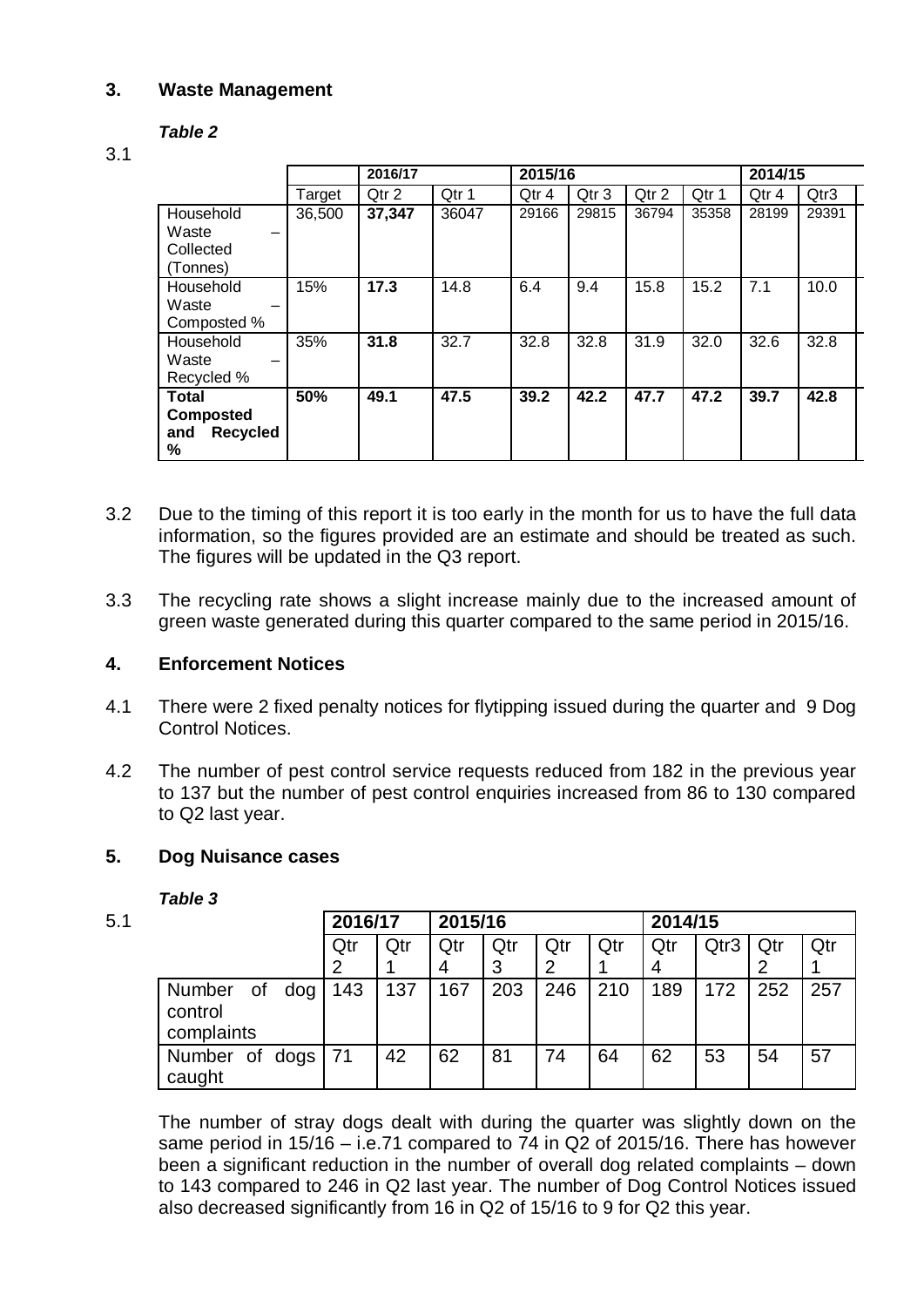## 3. Waste Management

***Table 2***

3.1

| | | 2016/17 | | 2015/16 | | | | 2014/15 | |
|---|---|---|---|---|---|---|---|---|---|
| | Target | Qtr 2 | Qtr 1 | Qtr 4 | Qtr 3 | Qtr 2 | Qtr 1 | Qtr 4 | Qtr3 |
| Household Waste – Collected (Tonnes) | 36,500 | **37,347** | 36047 | 29166 | 29815 | 36794 | 35358 | 28199 | 29391 |
| Household Waste – Composted % | 15% | **17.3** | 14.8 | 6.4 | 9.4 | 15.8 | 15.2 | 7.1 | 10.0 |
| Household Waste – Recycled % | 35% | **31.8** | 32.7 | 32.8 | 32.8 | 31.9 | 32.0 | 32.6 | 32.8 |
| **Total Composted and Recycled %** | **50%** | **49.1** | **47.5** | **39.2** | **42.2** | **47.7** | **47.2** | **39.7** | **42.8** |

3.2 Due to the timing of this report it is too early in the month for us to have the full data information, so the figures provided are an estimate and should be treated as such. The figures will be updated in the Q3 report.

3.3 The recycling rate shows a slight increase mainly due to the increased amount of green waste generated during this quarter compared to the same period in 2015/16.

## 4. Enforcement Notices

4.1 There were 2 fixed penalty notices for flytipping issued during the quarter and 9 Dog Control Notices.

4.2 The number of pest control service requests reduced from 182 in the previous year to 137 but the number of pest control enquiries increased from 86 to 130 compared to Q2 last year.

## 5. Dog Nuisance cases

***Table 3***

5.1

| | 2016/17 | | 2015/16 | | | | 2014/15 | | | |
|---|---|---|---|---|---|---|---|---|---|---|
| | Qtr 2 | Qtr 1 | Qtr 4 | Qtr 3 | Qtr 2 | Qtr 1 | Qtr 4 | Qtr3 | Qtr 2 | Qtr 1 |
| Number of dog control complaints | 143 | 137 | 167 | 203 | 246 | 210 | 189 | 172 | 252 | 257 |
| Number of dogs caught | 71 | 42 | 62 | 81 | 74 | 64 | 62 | 53 | 54 | 57 |

The number of stray dogs dealt with during the quarter was slightly down on the same period in 15/16 – i.e.71 compared to 74 in Q2 of 2015/16. There has however been a significant reduction in the number of overall dog related complaints – down to 143 compared to 246 in Q2 last year. The number of Dog Control Notices issued also decreased significantly from 16 in Q2 of 15/16 to 9 for Q2 this year.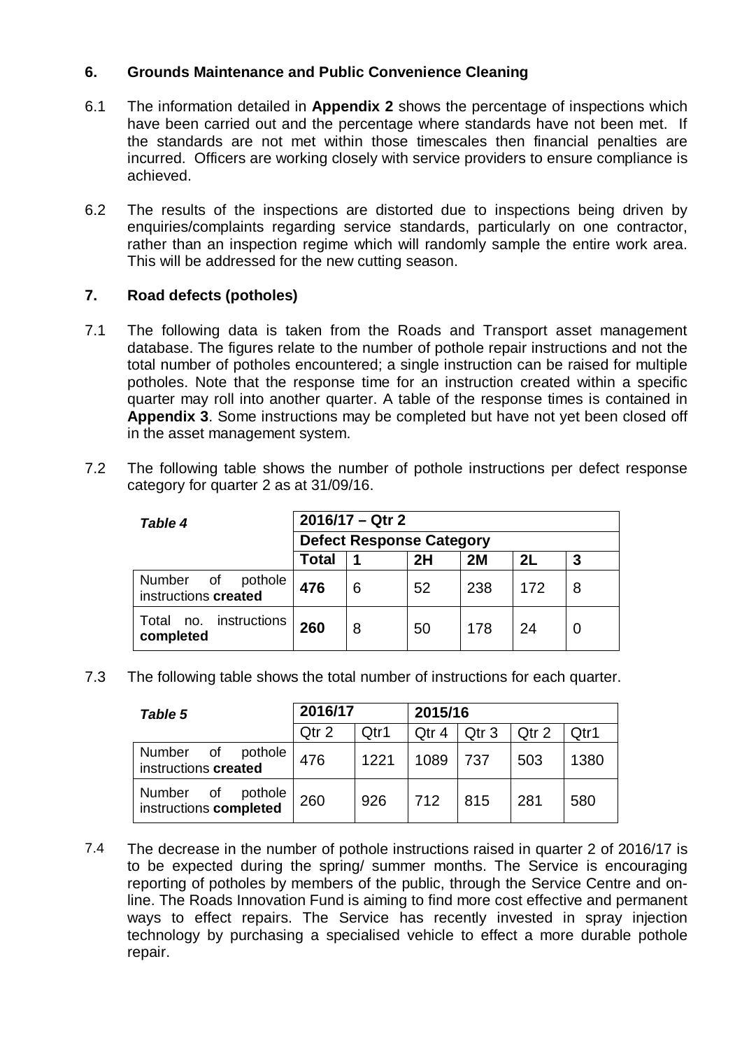## 6. Grounds Maintenance and Public Convenience Cleaning

6.1 The information detailed in **Appendix 2** shows the percentage of inspections which have been carried out and the percentage where standards have not been met. If the standards are not met within those timescales then financial penalties are incurred. Officers are working closely with service providers to ensure compliance is achieved.

6.2 The results of the inspections are distorted due to inspections being driven by enquiries/complaints regarding service standards, particularly on one contractor, rather than an inspection regime which will randomly sample the entire work area. This will be addressed for the new cutting season.

## 7. Road defects (potholes)

7.1 The following data is taken from the Roads and Transport asset management database. The figures relate to the number of pothole repair instructions and not the total number of potholes encountered; a single instruction can be raised for multiple potholes. Note that the response time for an instruction created within a specific quarter may roll into another quarter. A table of the response times is contained in **Appendix 3**. Some instructions may be completed but have not yet been closed off in the asset management system.

7.2 The following table shows the number of pothole instructions per defect response category for quarter 2 as at 31/09/16.

| ***Table 4*** | **2016/17 – Qtr 2** | | | | | |
|---|---|---|---|---|---|---|
| | **Defect Response Category** | | | | | |
| | **Total** | **1** | **2H** | **2M** | **2L** | **3** |
| Number of pothole instructions **created** | **476** | 6 | 52 | 238 | 172 | 8 |
| Total no. instructions **completed** | **260** | 8 | 50 | 178 | 24 | 0 |

7.3 The following table shows the total number of instructions for each quarter.

| ***Table 5*** | **2016/17** | | **2015/16** | | | |
|---|---|---|---|---|---|---|
| | Qtr 2 | Qtr1 | Qtr 4 | Qtr 3 | Qtr 2 | Qtr1 |
| Number of pothole instructions **created** | 476 | 1221 | 1089 | 737 | 503 | 1380 |
| Number of pothole instructions **completed** | 260 | 926 | 712 | 815 | 281 | 580 |

7.4 The decrease in the number of pothole instructions raised in quarter 2 of 2016/17 is to be expected during the spring/ summer months. The Service is encouraging reporting of potholes by members of the public, through the Service Centre and on-line. The Roads Innovation Fund is aiming to find more cost effective and permanent ways to effect repairs. The Service has recently invested in spray injection technology by purchasing a specialised vehicle to effect a more durable pothole repair.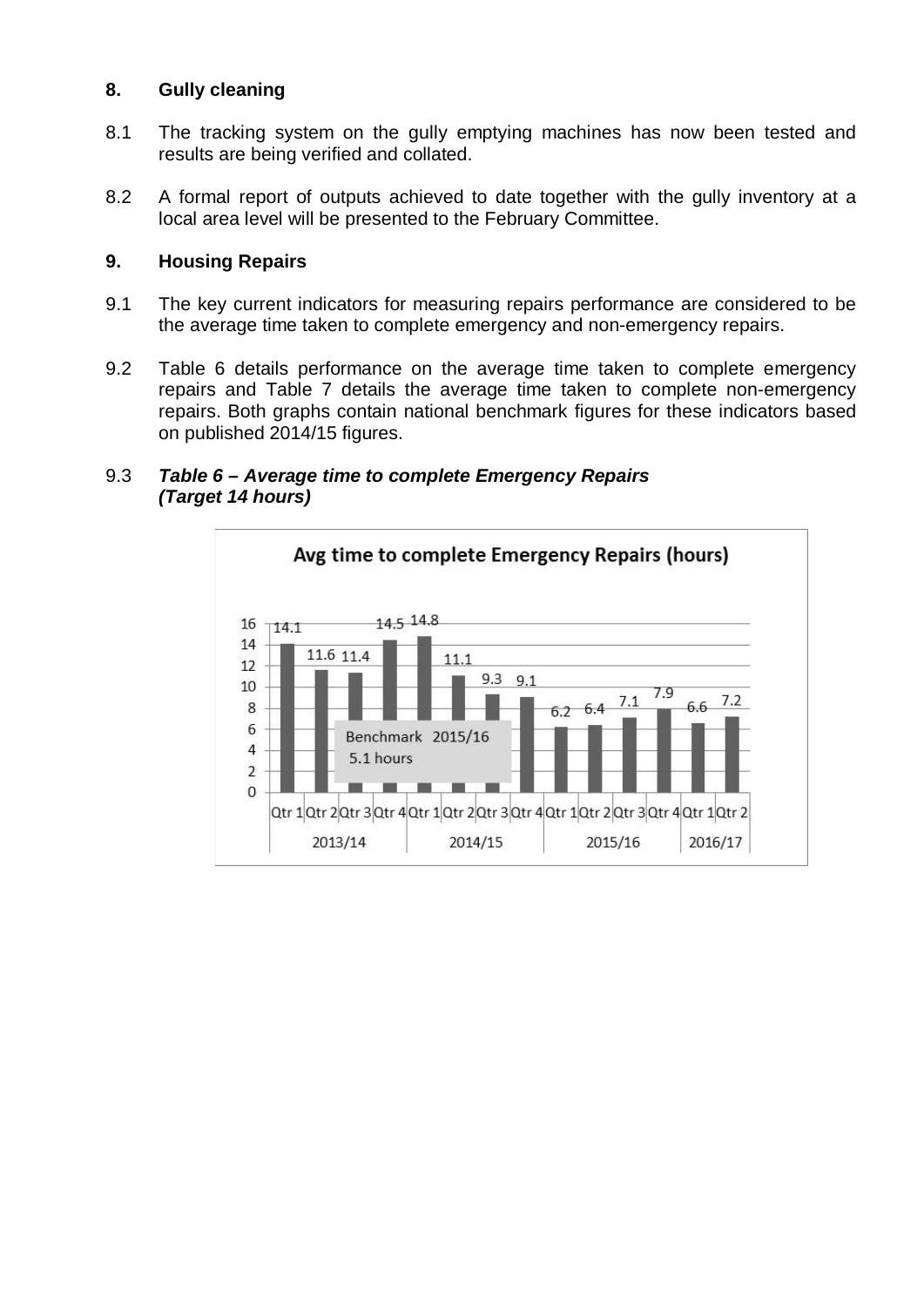## 8. Gully cleaning

8.1 The tracking system on the gully emptying machines has now been tested and results are being verified and collated.

8.2 A formal report of outputs achieved to date together with the gully inventory at a local area level will be presented to the February Committee.

## 9. Housing Repairs

9.1 The key current indicators for measuring repairs performance are considered to be the average time taken to complete emergency and non-emergency repairs.

9.2 Table 6 details performance on the average time taken to complete emergency repairs and Table 7 details the average time taken to complete non-emergency repairs. Both graphs contain national benchmark figures for these indicators based on published 2014/15 figures.

9.3 ***Table 6 – Average time to complete Emergency Repairs (Target 14 hours)***

**Avg time to complete Emergency Repairs (hours)**

| Year | Quarter | Hours |
|---|---|---|
| 2013/14 | Qtr 1 | 14.1 |
| | Qtr 2 | 11.6 |
| | Qtr 3 | 11.4 |
| | Qtr 4 | 14.5 |
| 2014/15 | Qtr 1 | 14.8 |
| | Qtr 2 | 11.1 |
| | Qtr 3 | 9.3 |
| | Qtr 4 | 9.1 |
| 2015/16 | Qtr 1 | 6.2 |
| | Qtr 2 | 6.4 |
| | Qtr 3 | 7.1 |
| | Qtr 4 | 7.9 |
| 2016/17 | Qtr 1 | 6.6 |
| | Qtr 2 | 7.2 |

Benchmark 2015/16 5.1 hours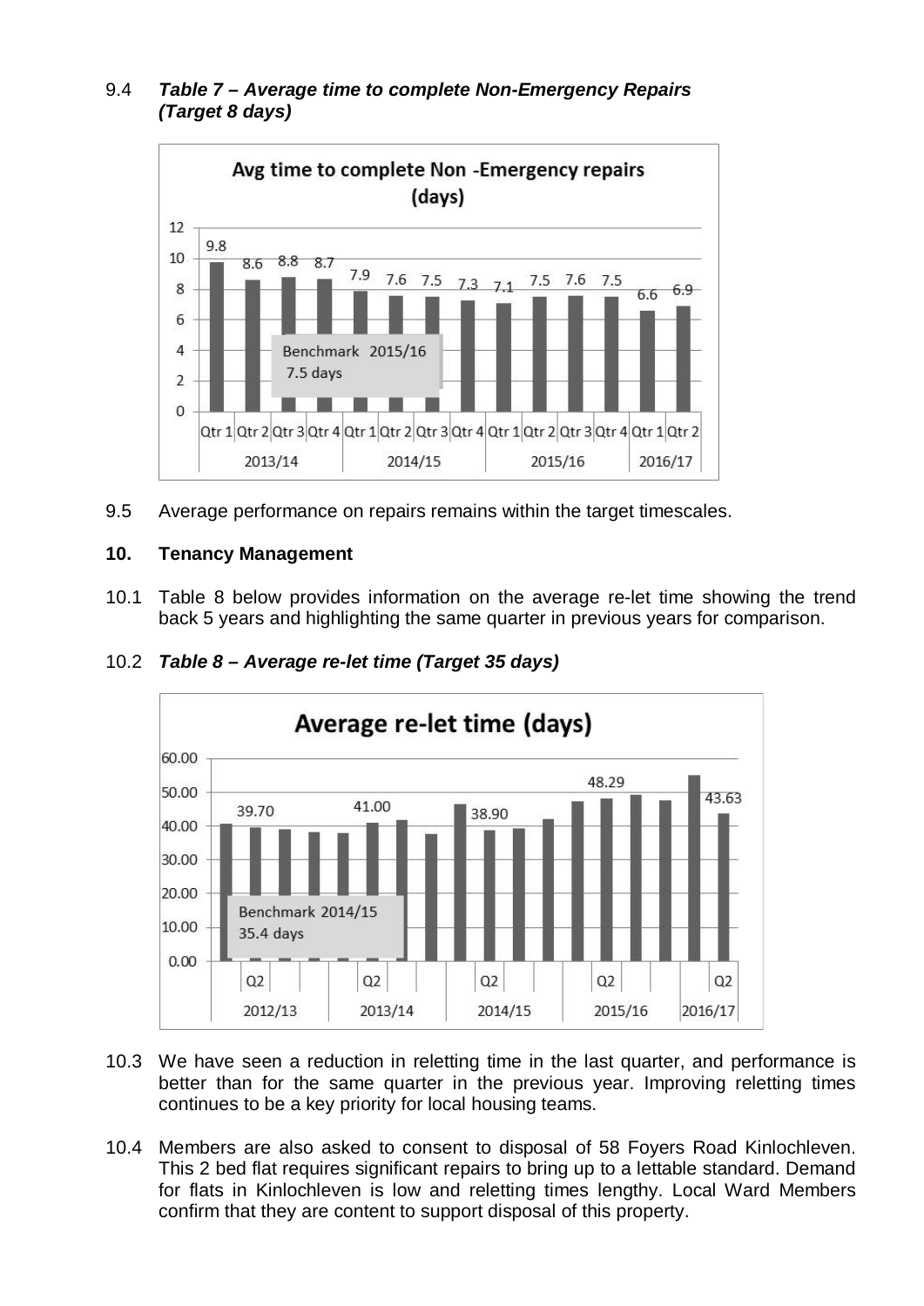9.4 ***Table 7 – Average time to complete Non-Emergency Repairs (Target 8 days)***

9.5 Average performance on repairs remains within the target timescales.

## 10. Tenancy Management

10.1 Table 8 below provides information on the average re-let time showing the trend back 5 years and highlighting the same quarter in previous years for comparison.

10.2 ***Table 8 – Average re-let time (Target 35 days)***

10.3 We have seen a reduction in reletting time in the last quarter, and performance is better than for the same quarter in the previous year. Improving reletting times continues to be a key priority for local housing teams.

10.4 Members are also asked to consent to disposal of 58 Foyers Road Kinlochleven. This 2 bed flat requires significant repairs to bring up to a lettable standard. Demand for flats in Kinlochleven is low and reletting times lengthy. Local Ward Members confirm that they are content to support disposal of this property.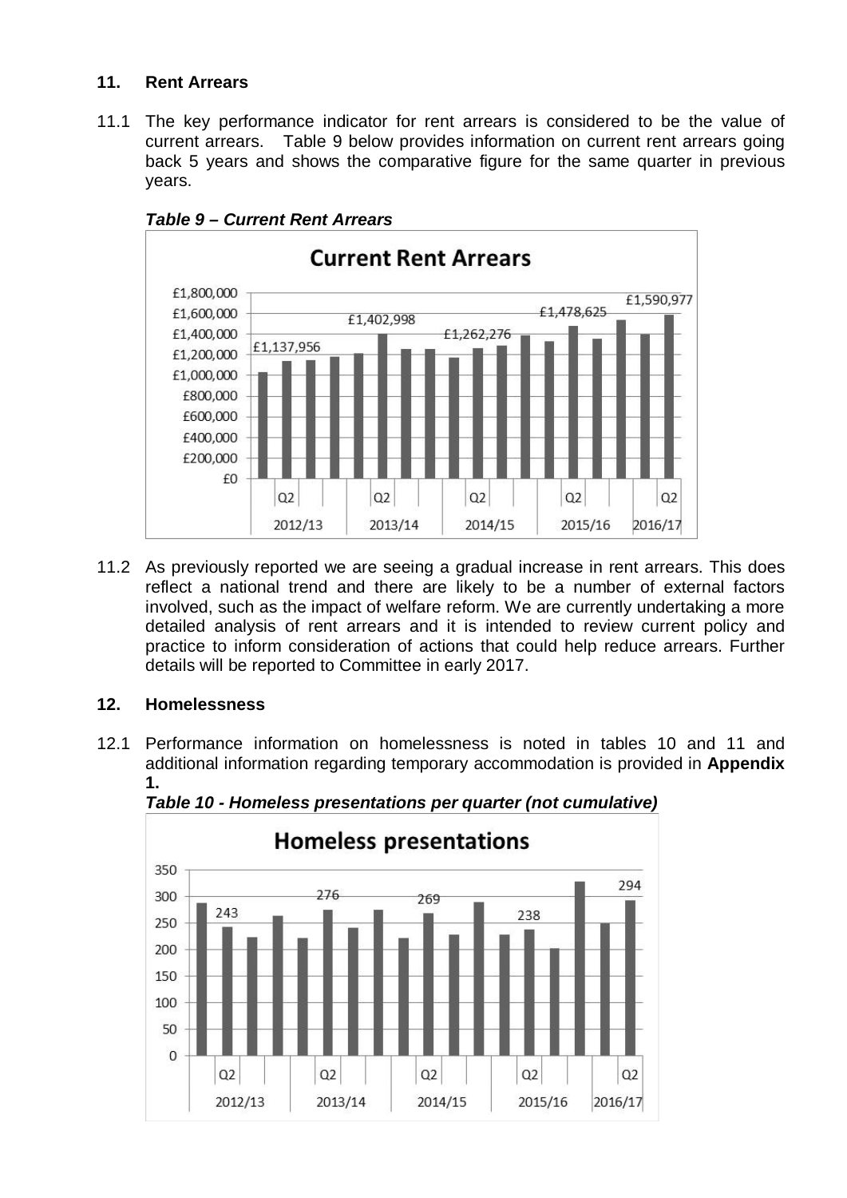## 11. Rent Arrears

11.1 The key performance indicator for rent arrears is considered to be the value of current arrears. Table 9 below provides information on current rent arrears going back 5 years and shows the comparative figure for the same quarter in previous years.

***Table 9 – Current Rent Arrears***

11.2 As previously reported we are seeing a gradual increase in rent arrears. This does reflect a national trend and there are likely to be a number of external factors involved, such as the impact of welfare reform. We are currently undertaking a more detailed analysis of rent arrears and it is intended to review current policy and practice to inform consideration of actions that could help reduce arrears. Further details will be reported to Committee in early 2017.

## 12. Homelessness

12.1 Performance information on homelessness is noted in tables 10 and 11 and additional information regarding temporary accommodation is provided in **Appendix 1.**

***Table 10 - Homeless presentations per quarter (not cumulative)***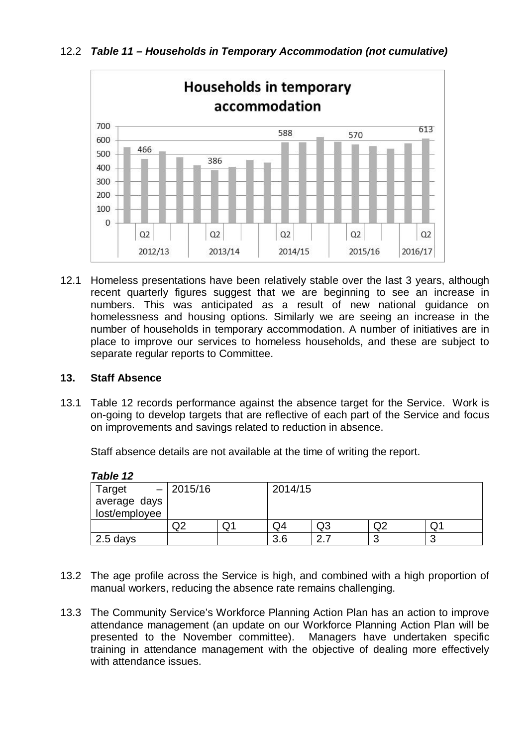12.2 ***Table 11 – Households in Temporary Accommodation (not cumulative)***

12.1 Homeless presentations have been relatively stable over the last 3 years, although recent quarterly figures suggest that we are beginning to see an increase in numbers. This was anticipated as a result of new national guidance on homelessness and housing options. Similarly we are seeing an increase in the number of households in temporary accommodation. A number of initiatives are in place to improve our services to homeless households, and these are subject to separate regular reports to Committee.

## 13. Staff Absence

13.1 Table 12 records performance against the absence target for the Service. Work is on-going to develop targets that are reflective of each part of the Service and focus on improvements and savings related to reduction in absence.

Staff absence details are not available at the time of writing the report.

***Table 12***

| Target – average days lost/employee | 2015/16 | | 2014/15 | | | |
|---|---|---|---|---|---|---|
| | Q2 | Q1 | Q4 | Q3 | Q2 | Q1 |
| 2.5 days | | | 3.6 | 2.7 | 3 | 3 |

13.2 The age profile across the Service is high, and combined with a high proportion of manual workers, reducing the absence rate remains challenging.

13.3 The Community Service's Workforce Planning Action Plan has an action to improve attendance management (an update on our Workforce Planning Action Plan will be presented to the November committee). Managers have undertaken specific training in attendance management with the objective of dealing more effectively with attendance issues.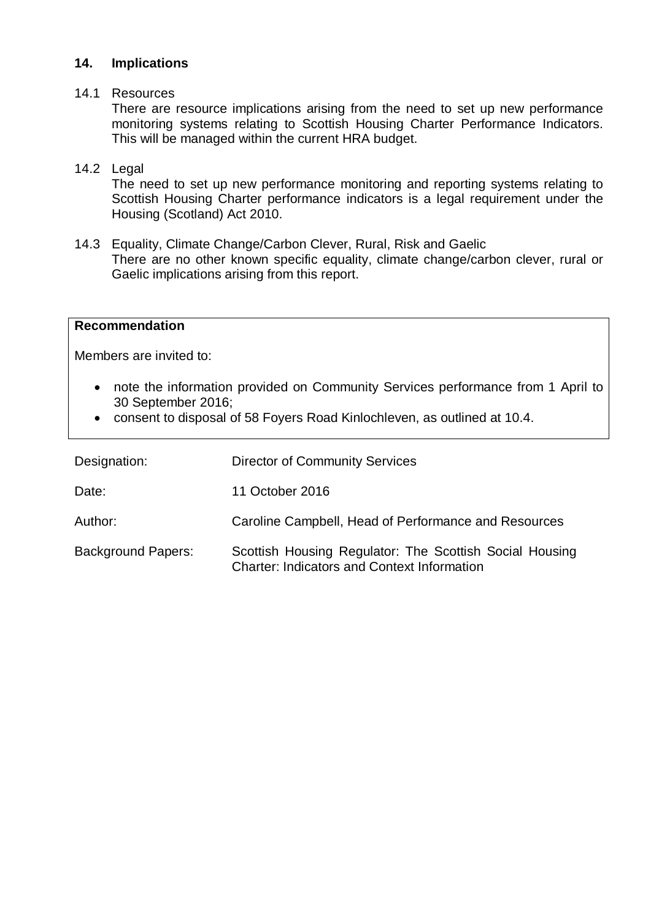## 14. Implications

14.1 Resources

There are resource implications arising from the need to set up new performance monitoring systems relating to Scottish Housing Charter Performance Indicators. This will be managed within the current HRA budget.

14.2 Legal

The need to set up new performance monitoring and reporting systems relating to Scottish Housing Charter performance indicators is a legal requirement under the Housing (Scotland) Act 2010.

14.3 Equality, Climate Change/Carbon Clever, Rural, Risk and Gaelic

There are no other known specific equality, climate change/carbon clever, rural or Gaelic implications arising from this report.

**Recommendation**

Members are invited to:

- note the information provided on Community Services performance from 1 April to 30 September 2016;
- consent to disposal of 58 Foyers Road Kinlochleven, as outlined at 10.4.

| | |
|---|---|
| Designation: | Director of Community Services |
| Date: | 11 October 2016 |
| Author: | Caroline Campbell, Head of Performance and Resources |
| Background Papers: | Scottish Housing Regulator: The Scottish Social Housing Charter: Indicators and Context Information |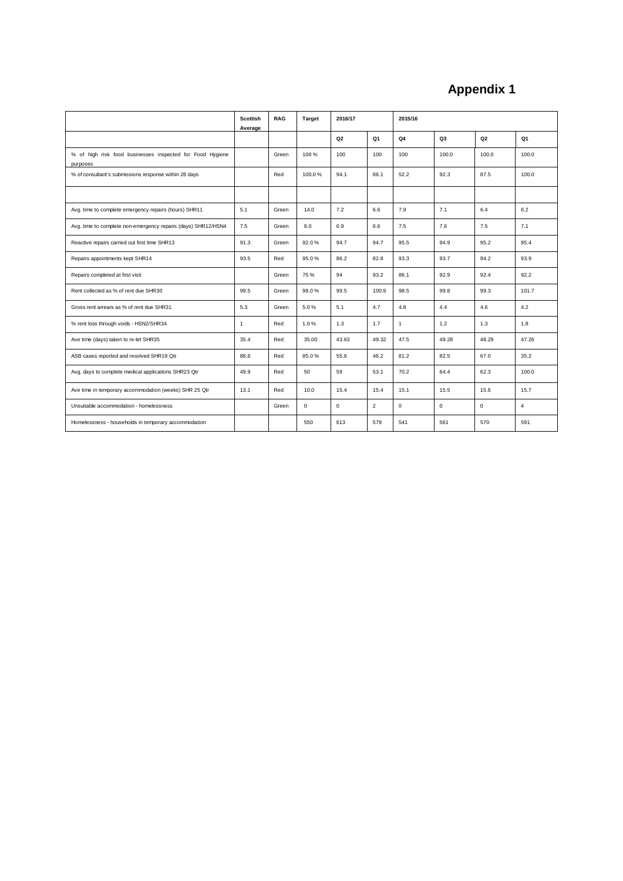# Appendix 1

| | Scottish Average | RAG | Target | 2016/17 | | 2015/16 | | | |
|---|---|---|---|---|---|---|---|---|---|
| | | | | Q2 | Q1 | Q4 | Q3 | Q2 | Q1 |
| % of high risk food businesses inspected for Food Hygiene purposes | | Green | 100 % | 100 | 100 | 100 | 100.0 | 100.0 | 100.0 |
| % of consultant's submissions response within 28 days | | Red | 100.0 % | 94.1 | 86.1 | 52.2 | 92.3 | 87.5 | 100.0 |
| | | | | | | | | | |
| Avg. time to complete emergency repairs (hours) SHR11 | 5.1 | Green | 14.0 | 7.2 | 6.6 | 7.9 | 7.1 | 6.4 | 6.2 |
| Avg. time to complete non-emergency repairs (days) SHR12/HSN4 | 7.5 | Green | 8.0 | 6.9 | 6.6 | 7.5 | 7.6 | 7.5 | 7.1 |
| Reactive repairs carried out first time SHR13 | 91.3 | Green | 92.0 % | 94.7 | 94.7 | 95.5 | 94.9 | 95.2 | 95.4 |
| Repairs appointments kept SHR14 | 93.5 | Red | 95.0 % | 86.2 | 82.8 | 93.3 | 93.7 | 94.2 | 93.9 |
| Repairs completed at first visit | | Green | 75 % | 94 | 93.2 | 86.1 | 92.9 | 92.4 | 92.2 |
| Rent collected as % of rent due SHR30 | 99.5 | Green | 98.0 % | 99.5 | 100.9 | 98.5 | 99.8 | 99.3 | 101.7 |
| Gross rent arrears as % of rent due SHR31 | 5.3 | Green | 5.0 % | 5.1 | 4.7 | 4.8 | 4.4 | 4.6 | 4.2 |
| % rent loss through voids - HSN2/SHR34 | 1 | Red | 1.0 % | 1.3 | 1.7 | 1 | 1.2 | 1.3 | 1.8 |
| Ave time (days) taken to re-let SHR35 | 35.4 | Red | 35.00 | 43.63 | 49.32 | 47.5 | 49.28 | 48.29 | 47.26 |
| ASB cases reported and resolved SHR19 Qtr | 86.6 | Red | 85.0 % | 55.6 | 46.2 | 81.2 | 82.5 | 67.0 | 35.2 |
| Avg. days to complete medical applications SHR23 Qtr | 49.9 | Red | 50 | 59 | 53.1 | 70.2 | 64.4 | 62.3 | 100.0 |
| Ave time in temporary accommodation (weeks) SHR 25 Qtr | 13.1 | Red | 10.0 | 15.4 | 15.4 | 15.1 | 15.5 | 15.6 | 15.7 |
| Unsuitable accommodation - homelessness | | Green | 0 | 0 | 2 | 0 | 0 | 0 | 4 |
| Homelessness - households in temporary accommodation | | | 550 | 613 | 579 | 541 | 561 | 570 | 591 |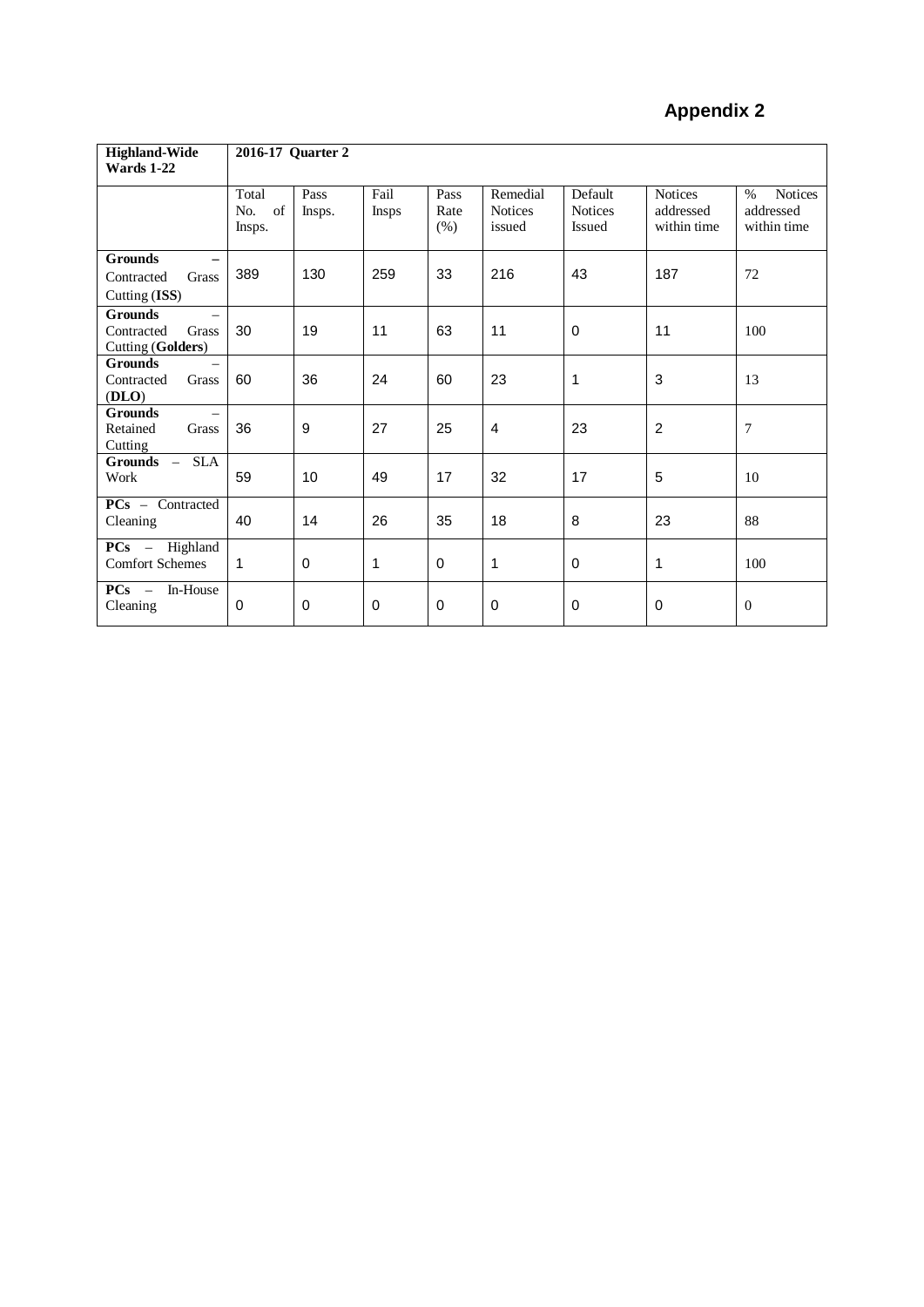# Appendix 2

| **Highland-Wide Wards 1-22** | **2016-17 Quarter 2** | | | | | | | |
|---|---|---|---|---|---|---|---|---|
| | Total No. of Insps. | Pass Insps. | Fail Insps | Pass Rate (%) | Remedial Notices issued | Default Notices Issued | Notices addressed within time | % Notices addressed within time |
| **Grounds –** Contracted Grass Cutting (**ISS**) | 389 | 130 | 259 | 33 | 216 | 43 | 187 | 72 |
| **Grounds** – Contracted Grass Cutting (**Golders**) | 30 | 19 | 11 | 63 | 11 | 0 | 11 | 100 |
| **Grounds** – Contracted Grass (**DLO**) | 60 | 36 | 24 | 60 | 23 | 1 | 3 | 13 |
| **Grounds** – Retained Grass Cutting | 36 | 9 | 27 | 25 | 4 | 23 | 2 | 7 |
| **Grounds** – SLA Work | 59 | 10 | 49 | 17 | 32 | 17 | 5 | 10 |
| **PCs** – Contracted Cleaning | 40 | 14 | 26 | 35 | 18 | 8 | 23 | 88 |
| **PCs** – Highland Comfort Schemes | 1 | 0 | 1 | 0 | 1 | 0 | 1 | 100 |
| **PCs** – In-House Cleaning | 0 | 0 | 0 | 0 | 0 | 0 | 0 | 0 |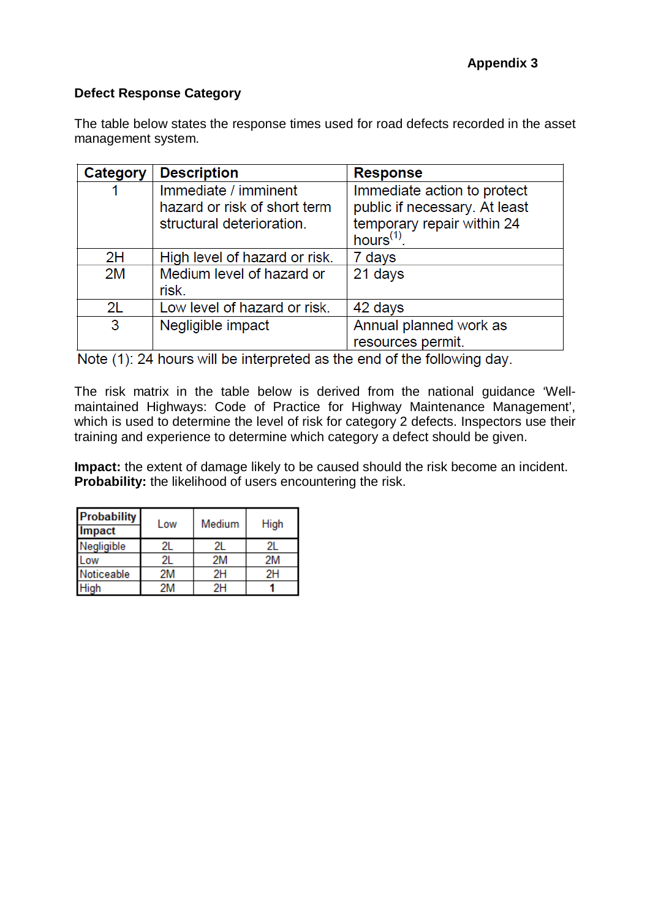Appendix 3

**Defect Response Category**

The table below states the response times used for road defects recorded in the asset management system.

| Category | Description | Response |
|---|---|---|
| 1 | Immediate / imminent hazard or risk of short term structural deterioration. | Immediate action to protect public if necessary. At least temporary repair within 24 hours[(1)]. |
| 2H | High level of hazard or risk. | 7 days |
| 2M | Medium level of hazard or risk. | 21 days |
| 2L | Low level of hazard or risk. | 42 days |
| 3 | Negligible impact | Annual planned work as resources permit. |

Note (1): 24 hours will be interpreted as the end of the following day.

The risk matrix in the table below is derived from the national guidance 'Well-maintained Highways: Code of Practice for Highway Maintenance Management', which is used to determine the level of risk for category 2 defects. Inspectors use their training and experience to determine which category a defect should be given.

**Impact:** the extent of damage likely to be caused should the risk become an incident.
**Probability:** the likelihood of users encountering the risk.

| **Probability** / **Impact** | Low | Medium | High |
|---|---|---|---|
| Negligible | 2L | 2L | 2L |
| Low | 2L | 2M | 2M |
| Noticeable | 2M | 2H | 2H |
| High | 2M | 2H | **1** |